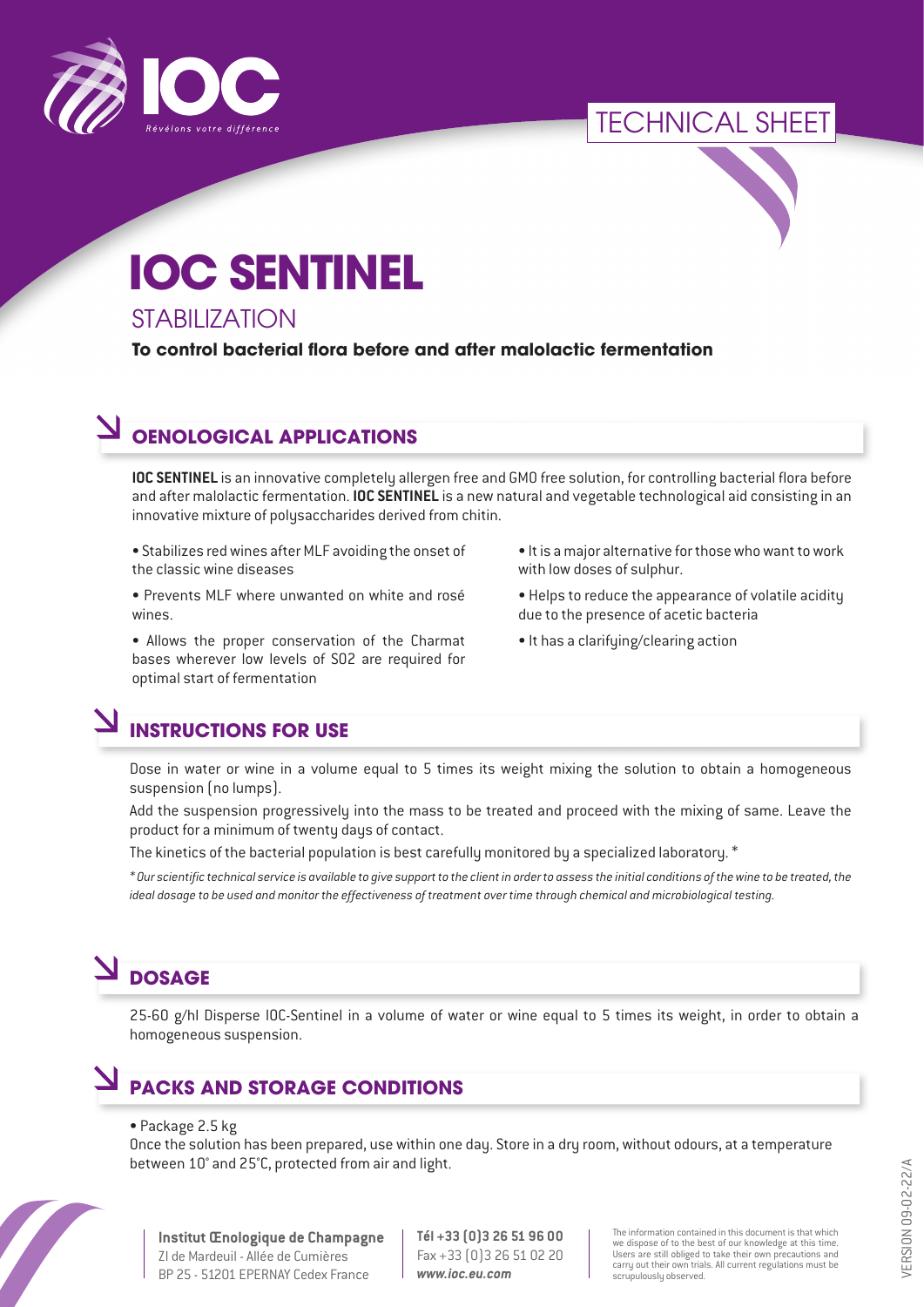TECHNICAL SHEET

# IOC SENTINEL

## STABILIZATION

**To control bacterial flora before and after malolactic fermentation**

## OENOLOGICAL APPLICATIONS

**IOC SENTINEL** is an innovative completely allergen free and GMO free solution, for controlling bacterial flora before and after malolactic fermentation. **IOC SENTINEL** is a new natural and vegetable technological aid consisting in an innovative mixture of polysaccharides derived from chitin.

- Stabilizes red wines after MLF avoiding the onset of the classic wine diseases
- Prevents MLF where unwanted on white and rosé wines.
- Allows the proper conservation of the Charmat bases wherever low levels of SO2 are required for optimal start of fermentation
- It is a major alternative for those who want to work with low doses of sulphur.
- Helps to reduce the appearance of volatile acidity due to the presence of acetic bacteria
- It has a clarifying/clearing action

## INSTRUCTIONS FOR USE

Dose in water or wine in a volume equal to 5 times its weight mixing the solution to obtain a homogeneous suspension (no lumps).

Add the suspension progressively into the mass to be treated and proceed with the mixing of same. Leave the product for a minimum of twenty days of contact.

The kinetics of the bacterial population is best carefully monitored by a specialized laboratory. *

*\* Our scientific technical service is available to give support to the client in order to assess the initial conditions of the wine to be treated, the ideal dosage to be used and monitor the effectiveness of treatment over time through chemical and microbiological testing.*

## DOSAGE

25-60 g/hl Disperse IOC-Sentinel in a volume of water or wine equal to 5 times its weight, in order to obtain a homogeneous suspension.

## PACKS AND STORAGE CONDITIONS

- Package 2.5 kg

Once the solution has been prepared, use within one day. Store in a dry room, without odours, at a temperature between 10° and 25°C, protected from air and light.

**Institut Œnologique de Champagne**
ZI de Mardeuil - Allée de Cumières
BP 25 - 51201 EPERNAY Cedex France

**Tél +33 (0)3 26 51 96 00**
Fax +33 (0)3 26 51 02 20
***www.ioc.eu.com***

The information contained in this document is that which we dispose of to the best of our knowledge at this time. Users are still obliged to take their own precautions and carry out their own trials. All current regulations must be scrupulously observed.

VERSION 09-02-22/A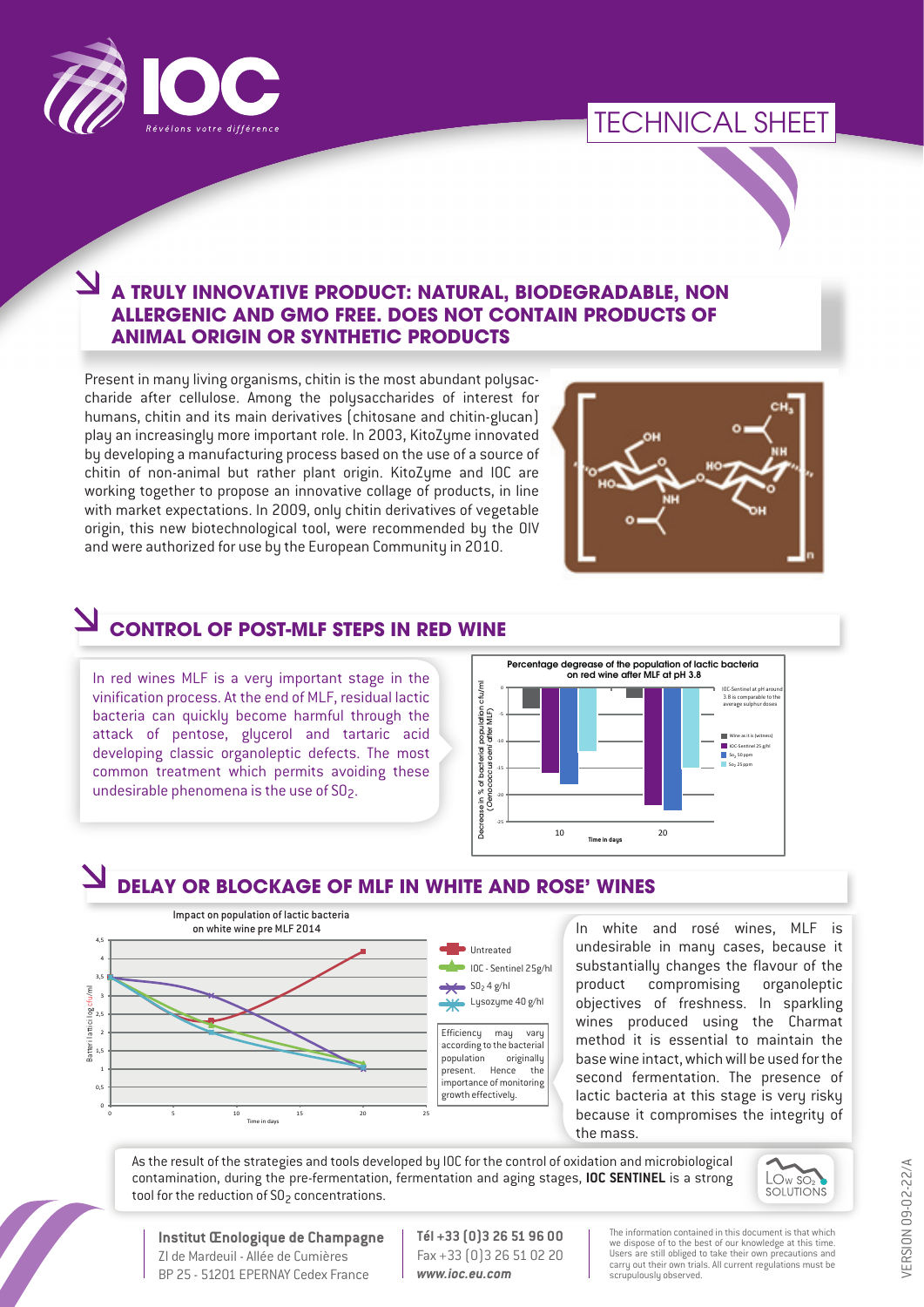IOC

*Révélons votre différence*

TECHNICAL SHEET

## A TRULY INNOVATIVE PRODUCT: NATURAL, BIODEGRADABLE, NON ALLERGENIC AND GMO FREE. DOES NOT CONTAIN PRODUCTS OF ANIMAL ORIGIN OR SYNTHETIC PRODUCTS

Present in many living organisms, chitin is the most abundant polysaccharide after cellulose. Among the polysaccharides of interest for humans, chitin and its main derivatives (chitosane and chitin-glucan) play an increasingly more important role. In 2003, KitoZyme innovated by developing a manufacturing process based on the use of a source of chitin of non-animal but rather plant origin. KitoZyme and IOC are working together to propose an innovative collage of products, in line with market expectations. In 2009, only chitin derivatives of vegetable origin, this new biotechnological tool, were recommended by the OIV and were authorized for use by the European Community in 2010.

## CONTROL OF POST-MLF STEPS IN RED WINE

In red wines MLF is a very important stage in the vinification process. At the end of MLF, residual lactic bacteria can quickly become harmful through the attack of pentose, glycerol and tartaric acid developing classic organoleptic defects. The most common treatment which permits avoiding these undesirable phenomena is the use of $SO_2$.

Percentage degrease of the population of lactic bacteria on red wine after MLF at pH 3.8

Decrease in % of bacterial population cfu/ml (Oenococcus oeni after MLF)

0
-5
-10
-15
-20
-25

10
20
Time in days

IOC-Sentinel at pH around 3.8 is comparable to the average sulphur doses

Wine as it is (witness)
IOC-Sentinel 25 g/hl
$SO_2$ 50 ppm
$SO_2$ 25 ppm

## DELAY OR BLOCKAGE OF MLF IN WHITE AND ROSE' WINES

Impact on population of lactic bacteria on white wine pre MLF 2014

Bacteri lattici log cfu/ml

4,5
4
3,5
3
2,5
2
1,5
1
0,5
0

0
5
10
15
20
25
Time in days

Untreated
IOC - Sentinel 25g/hl
$SO_2$ 4 g/hl
Lysozyme 40 g/hl

Efficiency may vary according to the bacterial population originally present. Hence the importance of monitoring growth effectively.

In white and rosé wines, MLF is undesirable in many cases, because it substantially changes the flavour of the product compromising organoleptic objectives of freshness. In sparkling wines produced using the Charmat method it is essential to maintain the base wine intact, which will be used for the second fermentation. The presence of lactic bacteria at this stage is very risky because it compromises the integrity of the mass.

As the result of the strategies and tools developed by IOC for the control of oxidation and microbiological contamination, during the pre-fermentation, fermentation and aging stages, **IOC SENTINEL** is a strong tool for the reduction of $SO_2$ concentrations.

LOw $SO_2$ SOLUTIONS

**Institut Œnologique de Champagne**
ZI de Mardeuil - Allée de Cumières
BP 25 - 51201 EPERNAY Cedex France

**Tél +33 (0)3 26 51 96 00**
Fax +33 (0)3 26 51 02 20
***www.ioc.eu.com***

The information contained in this document is that which we dispose of to the best of our knowledge at this time. Users are still obliged to take their own precautions and carry out their own trials. All current regulations must be scrupulously observed.

VERSION 09-02-22/A